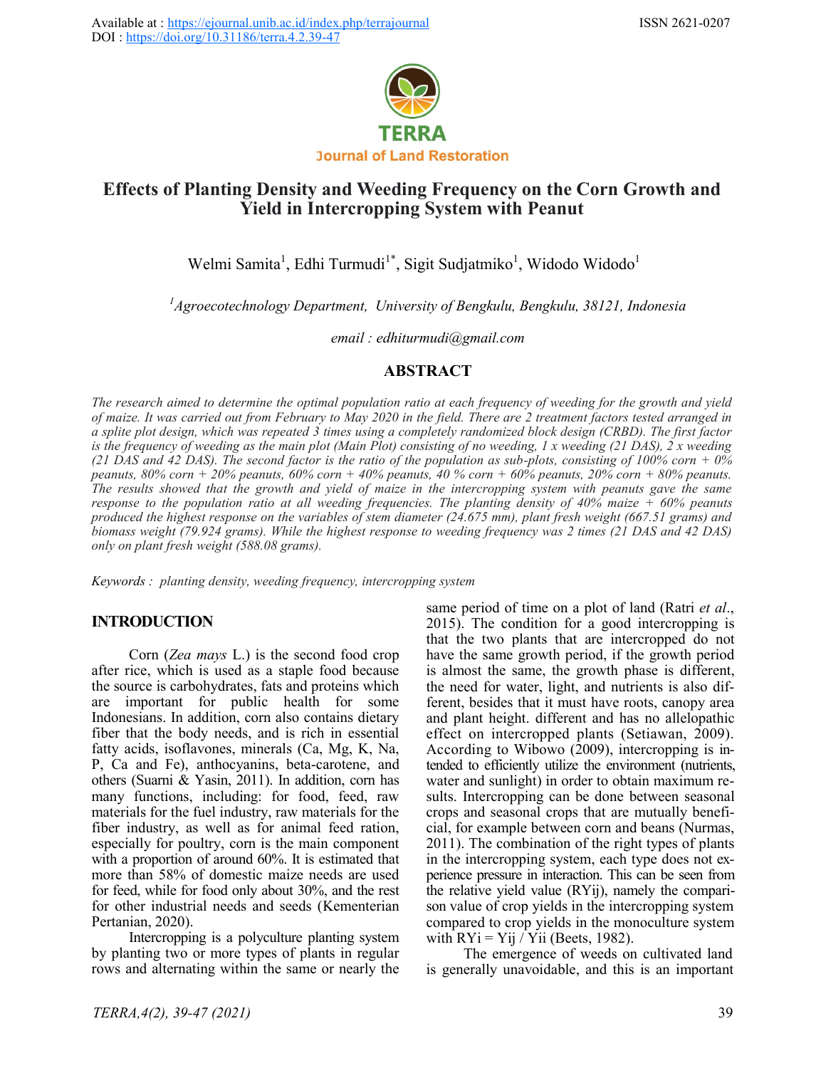# Effects of Planting Density and Weeding Frequency on the Corn Growth and Yield in Intercropping System with Peanut

Welmi Samita[1], Edhi Turmudi[1*], Sigit Sudjatmiko[1], Widodo Widodo[1]

[1]*Agroecotechnology Department, University of Bengkulu, Bengkulu, 38121, Indonesia*

*email : edhiturmudi@gmail.com*

## ABSTRACT

*The research aimed to determine the optimal population ratio at each frequency of weeding for the growth and yield of maize. It was carried out from February to May 2020 in the field. There are 2 treatment factors tested arranged in a splite plot design, which was repeated 3 times using a completely randomized block design (CRBD). The first factor is the frequency of weeding as the main plot (Main Plot) consisting of no weeding, 1 x weeding (21 DAS), 2 x weeding (21 DAS and 42 DAS). The second factor is the ratio of the population as sub-plots, consisting of 100% corn + 0% peanuts, 80% corn + 20% peanuts, 60% corn + 40% peanuts, 40 % corn + 60% peanuts, 20% corn + 80% peanuts. The results showed that the growth and yield of maize in the intercropping system with peanuts gave the same response to the population ratio at all weeding frequencies. The planting density of 40% maize + 60% peanuts produced the highest response on the variables of stem diameter (24.675 mm), plant fresh weight (667.51 grams) and biomass weight (79.924 grams). While the highest response to weeding frequency was 2 times (21 DAS and 42 DAS) only on plant fresh weight (588.08 grams).*

*Keywords : planting density, weeding frequency, intercropping system*

## INTRODUCTION

Corn (*Zea mays* L.) is the second food crop after rice, which is used as a staple food because the source is carbohydrates, fats and proteins which are important for public health for some Indonesians. In addition, corn also contains dietary fiber that the body needs, and is rich in essential fatty acids, isoflavones, minerals (Ca, Mg, K, Na, P, Ca and Fe), anthocyanins, beta-carotene, and others (Suarni & Yasin, 2011). In addition, corn has many functions, including: for food, feed, raw materials for the fuel industry, raw materials for the fiber industry, as well as for animal feed ration, especially for poultry, corn is the main component with a proportion of around 60%. It is estimated that more than 58% of domestic maize needs are used for feed, while for food only about 30%, and the rest for other industrial needs and seeds (Kementerian Pertanian, 2020).

Intercropping is a polyculture planting system by planting two or more types of plants in regular rows and alternating within the same or nearly the same period of time on a plot of land (Ratri *et al*., 2015). The condition for a good intercropping is that the two plants that are intercropped do not have the same growth period, if the growth period is almost the same, the growth phase is different, the need for water, light, and nutrients is also different, besides that it must have roots, canopy area and plant height. different and has no allelopathic effect on intercropped plants (Setiawan, 2009). According to Wibowo (2009), intercropping is intended to efficiently utilize the environment (nutrients, water and sunlight) in order to obtain maximum results. Intercropping can be done between seasonal crops and seasonal crops that are mutually beneficial, for example between corn and beans (Nurmas, 2011). The combination of the right types of plants in the intercropping system, each type does not experience pressure in interaction. This can be seen from the relative yield value (RYij), namely the comparison value of crop yields in the intercropping system compared to crop yields in the monoculture system with RYi = Yij / Yii (Beets, 1982).

The emergence of weeds on cultivated land is generally unavoidable, and this is an important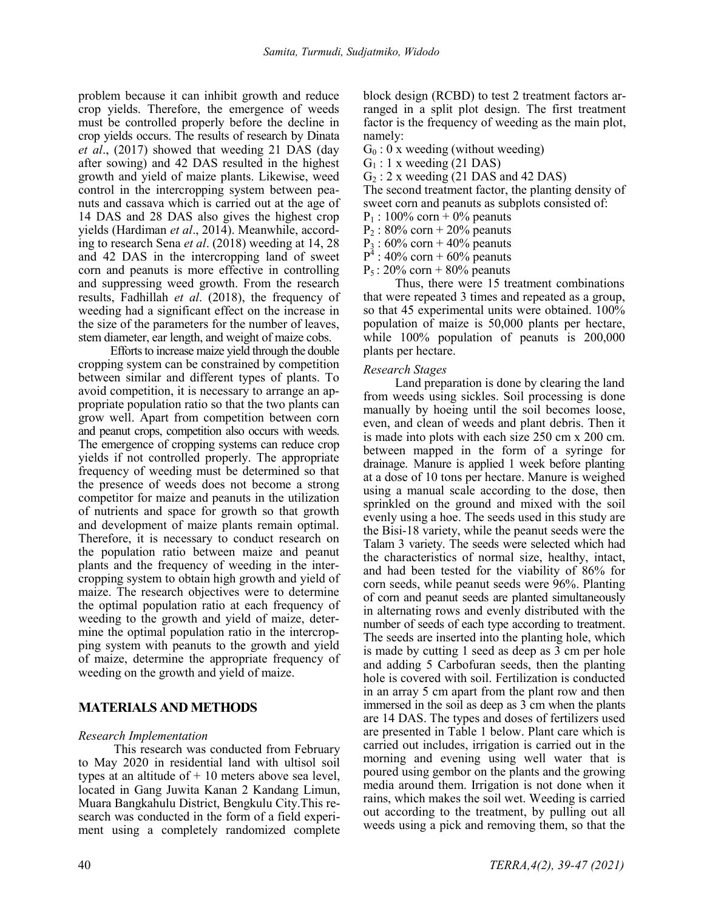problem because it can inhibit growth and reduce crop yields. Therefore, the emergence of weeds must be controlled properly before the decline in crop yields occurs. The results of research by Dinata *et al*., (2017) showed that weeding 21 DAS (day after sowing) and 42 DAS resulted in the highest growth and yield of maize plants. Likewise, weed control in the intercropping system between peanuts and cassava which is carried out at the age of 14 DAS and 28 DAS also gives the highest crop yields (Hardiman *et al*., 2014). Meanwhile, according to research Sena *et al*. (2018) weeding at 14, 28 and 42 DAS in the intercropping land of sweet corn and peanuts is more effective in controlling and suppressing weed growth. From the research results, Fadhillah *et al*. (2018), the frequency of weeding had a significant effect on the increase in the size of the parameters for the number of leaves, stem diameter, ear length, and weight of maize cobs.

Efforts to increase maize yield through the double cropping system can be constrained by competition between similar and different types of plants. To avoid competition, it is necessary to arrange an appropriate population ratio so that the two plants can grow well. Apart from competition between corn and peanut crops, competition also occurs with weeds. The emergence of cropping systems can reduce crop yields if not controlled properly. The appropriate frequency of weeding must be determined so that the presence of weeds does not become a strong competitor for maize and peanuts in the utilization of nutrients and space for growth so that growth and development of maize plants remain optimal. Therefore, it is necessary to conduct research on the population ratio between maize and peanut plants and the frequency of weeding in the intercropping system to obtain high growth and yield of maize. The research objectives were to determine the optimal population ratio at each frequency of weeding to the growth and yield of maize, determine the optimal population ratio in the intercropping system with peanuts to the growth and yield of maize, determine the appropriate frequency of weeding on the growth and yield of maize.

## MATERIALS AND METHODS

### *Research Implementation*

This research was conducted from February to May 2020 in residential land with ultisol soil types at an altitude of + 10 meters above sea level, located in Gang Juwita Kanan 2 Kandang Limun, Muara Bangkahulu District, Bengkulu City.This research was conducted in the form of a field experiment using a completely randomized complete block design (RCBD) to test 2 treatment factors arranged in a split plot design. The first treatment factor is the frequency of weeding as the main plot, namely:

$G_0$ : 0 x weeding (without weeding)
$G_1$ : 1 x weeding (21 DAS)
$G_2$ : 2 x weeding (21 DAS and 42 DAS)

The second treatment factor, the planting density of sweet corn and peanuts as subplots consisted of:

$P_1$ : 100% corn + 0% peanuts
$P_2$ : 80% corn + 20% peanuts
$P_3$ : 60% corn + 40% peanuts
$P^4$ : 40% corn + 60% peanuts
$P_5$ : 20% corn + 80% peanuts

Thus, there were 15 treatment combinations that were repeated 3 times and repeated as a group, so that 45 experimental units were obtained. 100% population of maize is 50,000 plants per hectare, while 100% population of peanuts is 200,000 plants per hectare.

### *Research Stages*

Land preparation is done by clearing the land from weeds using sickles. Soil processing is done manually by hoeing until the soil becomes loose, even, and clean of weeds and plant debris. Then it is made into plots with each size 250 cm x 200 cm. between mapped in the form of a syringe for drainage. Manure is applied 1 week before planting at a dose of 10 tons per hectare. Manure is weighed using a manual scale according to the dose, then sprinkled on the ground and mixed with the soil evenly using a hoe. The seeds used in this study are the Bisi-18 variety, while the peanut seeds were the Talam 3 variety. The seeds were selected which had the characteristics of normal size, healthy, intact, and had been tested for the viability of 86% for corn seeds, while peanut seeds were 96%. Planting of corn and peanut seeds are planted simultaneously in alternating rows and evenly distributed with the number of seeds of each type according to treatment. The seeds are inserted into the planting hole, which is made by cutting 1 seed as deep as 3 cm per hole and adding 5 Carbofuran seeds, then the planting hole is covered with soil. Fertilization is conducted in an array 5 cm apart from the plant row and then immersed in the soil as deep as 3 cm when the plants are 14 DAS. The types and doses of fertilizers used are presented in Table 1 below. Plant care which is carried out includes, irrigation is carried out in the morning and evening using well water that is poured using gembor on the plants and the growing media around them. Irrigation is not done when it rains, which makes the soil wet. Weeding is carried out according to the treatment, by pulling out all weeds using a pick and removing them, so that the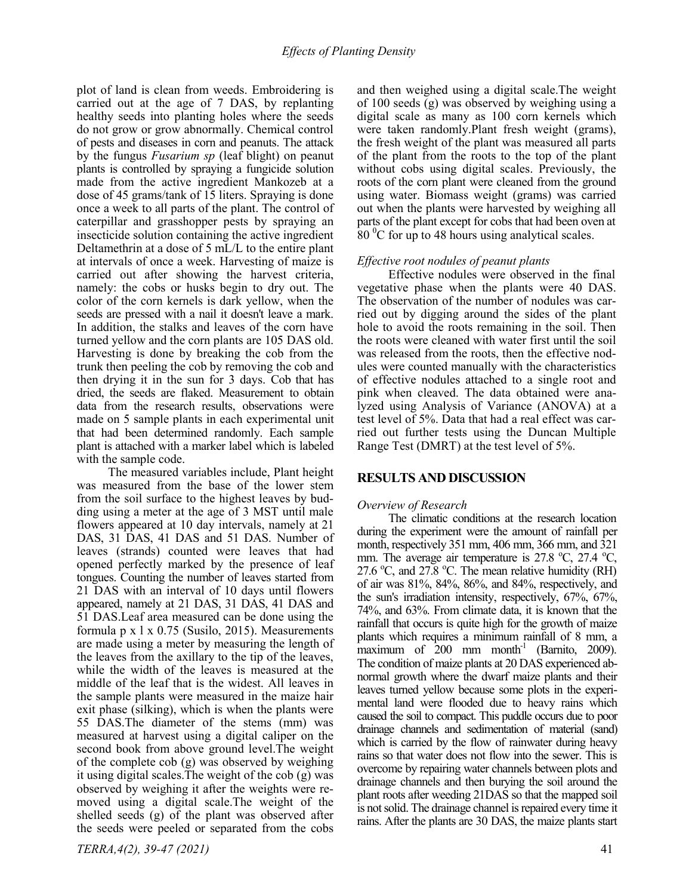plot of land is clean from weeds. Embroidering is carried out at the age of 7 DAS, by replanting healthy seeds into planting holes where the seeds do not grow or grow abnormally. Chemical control of pests and diseases in corn and peanuts. The attack by the fungus *Fusarium sp* (leaf blight) on peanut plants is controlled by spraying a fungicide solution made from the active ingredient Mankozeb at a dose of 45 grams/tank of 15 liters. Spraying is done once a week to all parts of the plant. The control of caterpillar and grasshopper pests by spraying an insecticide solution containing the active ingredient Deltamethrin at a dose of 5 mL/L to the entire plant at intervals of once a week. Harvesting of maize is carried out after showing the harvest criteria, namely: the cobs or husks begin to dry out. The color of the corn kernels is dark yellow, when the seeds are pressed with a nail it doesn't leave a mark. In addition, the stalks and leaves of the corn have turned yellow and the corn plants are 105 DAS old. Harvesting is done by breaking the cob from the trunk then peeling the cob by removing the cob and then drying it in the sun for 3 days. Cob that has dried, the seeds are flaked. Measurement to obtain data from the research results, observations were made on 5 sample plants in each experimental unit that had been determined randomly. Each sample plant is attached with a marker label which is labeled with the sample code.

The measured variables include, Plant height was measured from the base of the lower stem from the soil surface to the highest leaves by budding using a meter at the age of 3 MST until male flowers appeared at 10 day intervals, namely at 21 DAS, 31 DAS, 41 DAS and 51 DAS. Number of leaves (strands) counted were leaves that had opened perfectly marked by the presence of leaf tongues. Counting the number of leaves started from 21 DAS with an interval of 10 days until flowers appeared, namely at 21 DAS, 31 DAS, 41 DAS and 51 DAS.Leaf area measured can be done using the formula p x l x 0.75 (Susilo, 2015). Measurements are made using a meter by measuring the length of the leaves from the axillary to the tip of the leaves, while the width of the leaves is measured at the middle of the leaf that is the widest. All leaves in the sample plants were measured in the maize hair exit phase (silking), which is when the plants were 55 DAS.The diameter of the stems (mm) was measured at harvest using a digital caliper on the second book from above ground level.The weight of the complete cob (g) was observed by weighing it using digital scales.The weight of the cob (g) was observed by weighing it after the weights were removed using a digital scale.The weight of the shelled seeds (g) of the plant was observed after the seeds were peeled or separated from the cobs and then weighed using a digital scale.The weight of 100 seeds (g) was observed by weighing using a digital scale as many as 100 corn kernels which were taken randomly.Plant fresh weight (grams), the fresh weight of the plant was measured all parts of the plant from the roots to the top of the plant without cobs using digital scales. Previously, the roots of the corn plant were cleaned from the ground using water. Biomass weight (grams) was carried out when the plants were harvested by weighing all parts of the plant except for cobs that had been oven at 80 $^{0}$C for up to 48 hours using analytical scales.

### *Effective root nodules of peanut plants*

Effective nodules were observed in the final vegetative phase when the plants were 40 DAS. The observation of the number of nodules was carried out by digging around the sides of the plant hole to avoid the roots remaining in the soil. Then the roots were cleaned with water first until the soil was released from the roots, then the effective nodules were counted manually with the characteristics of effective nodules attached to a single root and pink when cleaved. The data obtained were analyzed using Analysis of Variance (ANOVA) at a test level of 5%. Data that had a real effect was carried out further tests using the Duncan Multiple Range Test (DMRT) at the test level of 5%.

## RESULTS AND DISCUSSION

### *Overview of Research*

The climatic conditions at the research location during the experiment were the amount of rainfall per month, respectively 351 mm, 406 mm, 366 mm, and 321 mm. The average air temperature is 27.8 $^{o}$C, 27.4 $^{o}$C, 27.6 $^{o}$C, and 27.8 $^{o}$C. The mean relative humidity (RH) of air was 81%, 84%, 86%, and 84%, respectively, and the sun's irradiation intensity, respectively, 67%, 67%, 74%, and 63%. From climate data, it is known that the rainfall that occurs is quite high for the growth of maize plants which requires a minimum rainfall of 8 mm, a maximum of 200 mm month$^{-1}$ (Barnito, 2009). The condition of maize plants at 20 DAS experienced abnormal growth where the dwarf maize plants and their leaves turned yellow because some plots in the experimental land were flooded due to heavy rains which caused the soil to compact. This puddle occurs due to poor drainage channels and sedimentation of material (sand) which is carried by the flow of rainwater during heavy rains so that water does not flow into the sewer. This is overcome by repairing water channels between plots and drainage channels and then burying the soil around the plant roots after weeding 21DAS so that the mapped soil is not solid. The drainage channel is repaired every time it rains. After the plants are 30 DAS, the maize plants start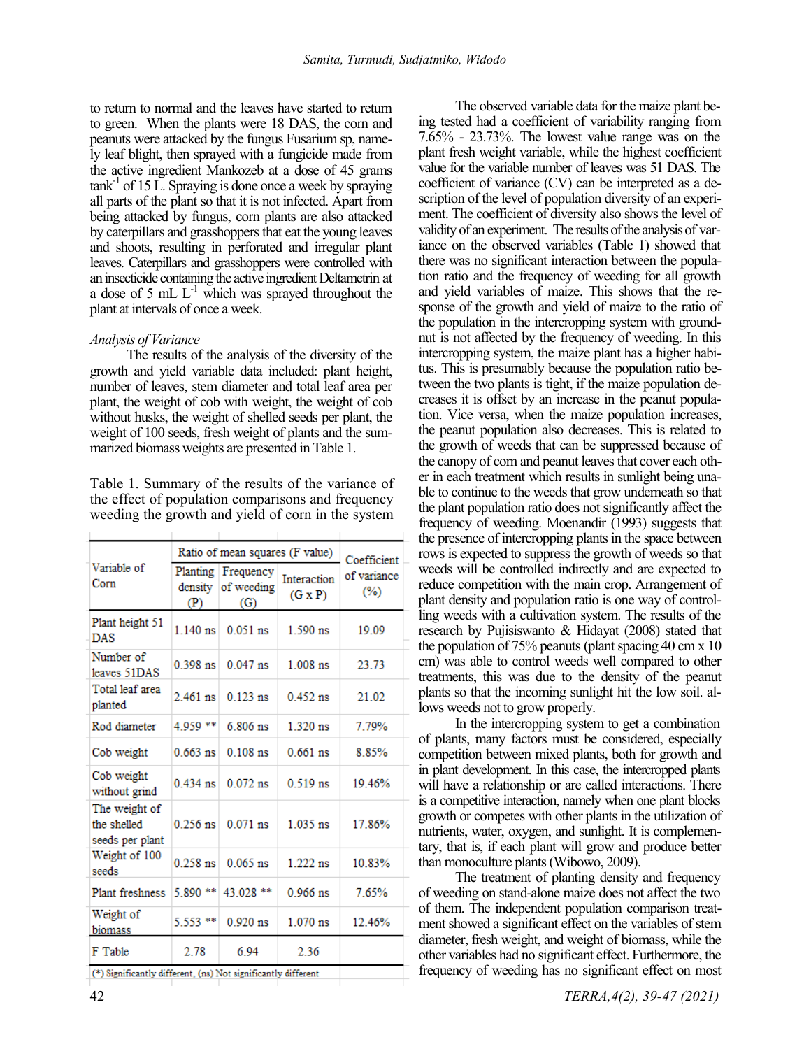to return to normal and the leaves have started to return to green. When the plants were 18 DAS, the corn and peanuts were attacked by the fungus Fusarium sp, namely leaf blight, then sprayed with a fungicide made from the active ingredient Mankozeb at a dose of 45 grams tank$^{-1}$ of 15 L. Spraying is done once a week by spraying all parts of the plant so that it is not infected. Apart from being attacked by fungus, corn plants are also attacked by caterpillars and grasshoppers that eat the young leaves and shoots, resulting in perforated and irregular plant leaves. Caterpillars and grasshoppers were controlled with an insecticide containing the active ingredient Deltametrin at a dose of 5 mL L$^{-1}$ which was sprayed throughout the plant at intervals of once a week.

*Analysis of Variance*

The results of the analysis of the diversity of the growth and yield variable data included: plant height, number of leaves, stem diameter and total leaf area per plant, the weight of cob with weight, the weight of cob without husks, the weight of shelled seeds per plant, the weight of 100 seeds, fresh weight of plants and the summarized biomass weights are presented in Table 1.

Table 1. Summary of the results of the variance of the effect of population comparisons and frequency weeding the growth and yield of corn in the system

| Variable of Corn | Ratio of mean squares (F value) | | | Coefficient of variance (%) |
|---|---|---|---|---|
| | Planting density (P) | Frequency of weeding (G) | Interaction (G x P) | |
| Plant height 51 DAS | 1.140 ns | 0.051 ns | 1.590 ns | 19.09 |
| Number of leaves 51DAS | 0.398 ns | 0.047 ns | 1.008 ns | 23.73 |
| Total leaf area planted | 2.461 ns | 0.123 ns | 0.452 ns | 21.02 |
| Rod diameter | 4.959 ** | 6.806 ns | 1.320 ns | 7.79% |
| Cob weight | 0.663 ns | 0.108 ns | 0.661 ns | 8.85% |
| Cob weight without grind | 0.434 ns | 0.072 ns | 0.519 ns | 19.46% |
| The weight of the shelled seeds per plant | 0.256 ns | 0.071 ns | 1.035 ns | 17.86% |
| Weight of 100 seeds | 0.258 ns | 0.065 ns | 1.222 ns | 10.83% |
| Plant freshness | 5.890 ** | 43.028 ** | 0.966 ns | 7.65% |
| Weight of biomass | 5.553 ** | 0.920 ns | 1.070 ns | 12.46% |
| F Table | 2.78 | 6.94 | 2.36 | |

(*) Significantly different, (ns) Not significantly different

The observed variable data for the maize plant being tested had a coefficient of variability ranging from 7.65% - 23.73%. The lowest value range was on the plant fresh weight variable, while the highest coefficient value for the variable number of leaves was 51 DAS. The coefficient of variance (CV) can be interpreted as a description of the level of population diversity of an experiment. The coefficient of diversity also shows the level of validity of an experiment. The results of the analysis of variance on the observed variables (Table 1) showed that there was no significant interaction between the population ratio and the frequency of weeding for all growth and yield variables of maize. This shows that the response of the growth and yield of maize to the ratio of the population in the intercropping system with groundnut is not affected by the frequency of weeding. In this intercropping system, the maize plant has a higher habitus. This is presumably because the population ratio between the two plants is tight, if the maize population decreases it is offset by an increase in the peanut population. Vice versa, when the maize population increases, the peanut population also decreases. This is related to the growth of weeds that can be suppressed because of the canopy of corn and peanut leaves that cover each other in each treatment which results in sunlight being unable to continue to the weeds that grow underneath so that the plant population ratio does not significantly affect the frequency of weeding. Moenandir (1993) suggests that the presence of intercropping plants in the space between rows is expected to suppress the growth of weeds so that weeds will be controlled indirectly and are expected to reduce competition with the main crop. Arrangement of plant density and population ratio is one way of controlling weeds with a cultivation system. The results of the research by Pujisiswanto & Hidayat (2008) stated that the population of 75% peanuts (plant spacing 40 cm x 10 cm) was able to control weeds well compared to other treatments, this was due to the density of the peanut plants so that the incoming sunlight hit the low soil. allows weeds not to grow properly.

In the intercropping system to get a combination of plants, many factors must be considered, especially competition between mixed plants, both for growth and in plant development. In this case, the intercropped plants will have a relationship or are called interactions. There is a competitive interaction, namely when one plant blocks growth or competes with other plants in the utilization of nutrients, water, oxygen, and sunlight. It is complementary, that is, if each plant will grow and produce better than monoculture plants (Wibowo, 2009).

The treatment of planting density and frequency of weeding on stand-alone maize does not affect the two of them. The independent population comparison treatment showed a significant effect on the variables of stem diameter, fresh weight, and weight of biomass, while the other variables had no significant effect. Furthermore, the frequency of weeding has no significant effect on most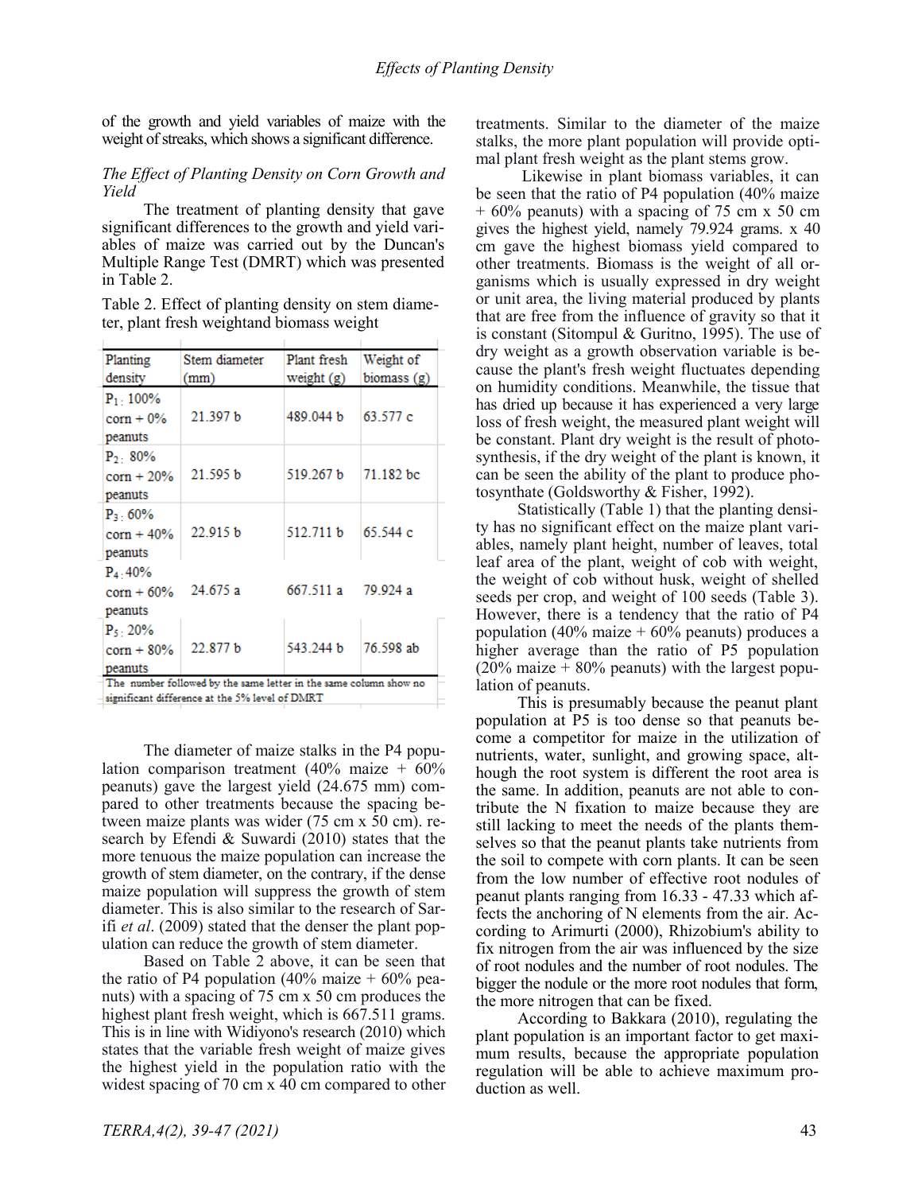of the growth and yield variables of maize with the weight of streaks, which shows a significant difference.

*The Effect of Planting Density on Corn Growth and Yield*

The treatment of planting density that gave significant differences to the growth and yield variables of maize was carried out by the Duncan's Multiple Range Test (DMRT) which was presented in Table 2.

Table 2. Effect of planting density on stem diameter, plant fresh weightand biomass weight

| Planting density | Stem diameter (mm) | Plant fresh weight (g) | Weight of biomass (g) |
|---|---|---|---|
| $P_1$: 100% corn + 0% peanuts | 21.397 b | 489.044 b | 63.577 c |
| $P_2$: 80% corn + 20% peanuts | 21.595 b | 519.267 b | 71.182 bc |
| $P_3$: 60% corn + 40% peanuts | 22.915 b | 512.711 b | 65.544 c |
| $P_4$: 40% corn + 60% peanuts | 24.675 a | 667.511 a | 79.924 a |
| $P_5$: 20% corn + 80% peanuts | 22.877 b | 543.244 b | 76.598 ab |

The number followed by the same letter in the same column show no significant difference at the 5% level of DMRT

The diameter of maize stalks in the P4 population comparison treatment (40% maize + 60% peanuts) gave the largest yield (24.675 mm) compared to other treatments because the spacing between maize plants was wider (75 cm x 50 cm). research by Efendi & Suwardi (2010) states that the more tenuous the maize population can increase the growth of stem diameter, on the contrary, if the dense maize population will suppress the growth of stem diameter. This is also similar to the research of Sarifi *et al*. (2009) stated that the denser the plant population can reduce the growth of stem diameter.

Based on Table 2 above, it can be seen that the ratio of P4 population (40% maize + 60% peanuts) with a spacing of 75 cm x 50 cm produces the highest plant fresh weight, which is 667.511 grams. This is in line with Widiyono's research (2010) which states that the variable fresh weight of maize gives the highest yield in the population ratio with the widest spacing of 70 cm x 40 cm compared to other treatments. Similar to the diameter of the maize stalks, the more plant population will provide optimal plant fresh weight as the plant stems grow.

Likewise in plant biomass variables, it can be seen that the ratio of P4 population (40% maize + 60% peanuts) with a spacing of 75 cm x 50 cm gives the highest yield, namely 79.924 grams. x 40 cm gave the highest biomass yield compared to other treatments. Biomass is the weight of all organisms which is usually expressed in dry weight or unit area, the living material produced by plants that are free from the influence of gravity so that it is constant (Sitompul & Guritno, 1995). The use of dry weight as a growth observation variable is because the plant's fresh weight fluctuates depending on humidity conditions. Meanwhile, the tissue that has dried up because it has experienced a very large loss of fresh weight, the measured plant weight will be constant. Plant dry weight is the result of photosynthesis, if the dry weight of the plant is known, it can be seen the ability of the plant to produce photosynthate (Goldsworthy & Fisher, 1992).

Statistically (Table 1) that the planting density has no significant effect on the maize plant variables, namely plant height, number of leaves, total leaf area of the plant, weight of cob with weight, the weight of cob without husk, weight of shelled seeds per crop, and weight of 100 seeds (Table 3). However, there is a tendency that the ratio of P4 population (40% maize + 60% peanuts) produces a higher average than the ratio of P5 population (20% maize + 80% peanuts) with the largest population of peanuts.

This is presumably because the peanut plant population at P5 is too dense so that peanuts become a competitor for maize in the utilization of nutrients, water, sunlight, and growing space, although the root system is different the root area is the same. In addition, peanuts are not able to contribute the N fixation to maize because they are still lacking to meet the needs of the plants themselves so that the peanut plants take nutrients from the soil to compete with corn plants. It can be seen from the low number of effective root nodules of peanut plants ranging from 16.33 - 47.33 which affects the anchoring of N elements from the air. According to Arimurti (2000), Rhizobium's ability to fix nitrogen from the air was influenced by the size of root nodules and the number of root nodules. The bigger the nodule or the more root nodules that form, the more nitrogen that can be fixed.

According to Bakkara (2010), regulating the plant population is an important factor to get maximum results, because the appropriate population regulation will be able to achieve maximum production as well.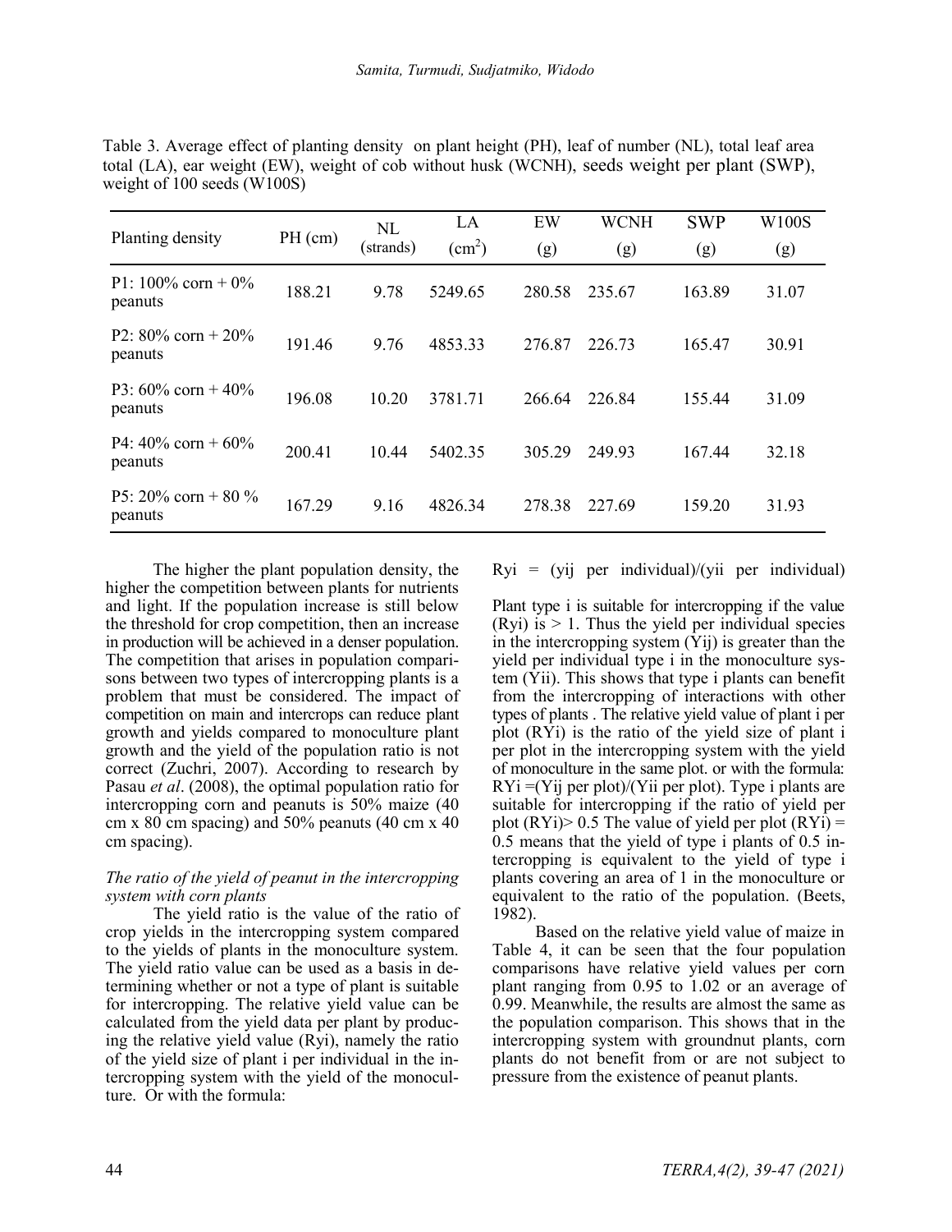Table 3. Average effect of planting density on plant height (PH), leaf of number (NL), total leaf area total (LA), ear weight (EW), weight of cob without husk (WCNH), seeds weight per plant (SWP), weight of 100 seeds (W100S)

| Planting density | PH (cm) | NL (strands) | LA ($cm^2$) | EW (g) | WCNH (g) | SWP (g) | W100S (g) |
|---|---|---|---|---|---|---|---|
| P1: 100% corn + 0% peanuts | 188.21 | 9.78 | 5249.65 | 280.58 | 235.67 | 163.89 | 31.07 |
| P2: 80% corn + 20% peanuts | 191.46 | 9.76 | 4853.33 | 276.87 | 226.73 | 165.47 | 30.91 |
| P3: 60% corn + 40% peanuts | 196.08 | 10.20 | 3781.71 | 266.64 | 226.84 | 155.44 | 31.09 |
| P4: 40% corn + 60% peanuts | 200.41 | 10.44 | 5402.35 | 305.29 | 249.93 | 167.44 | 32.18 |
| P5: 20% corn + 80 % peanuts | 167.29 | 9.16 | 4826.34 | 278.38 | 227.69 | 159.20 | 31.93 |

The higher the plant population density, the higher the competition between plants for nutrients and light. If the population increase is still below the threshold for crop competition, then an increase in production will be achieved in a denser population. The competition that arises in population comparisons between two types of intercropping plants is a problem that must be considered. The impact of competition on main and intercrops can reduce plant growth and yields compared to monoculture plant growth and the yield of the population ratio is not correct (Zuchri, 2007). According to research by Pasau *et al*. (2008), the optimal population ratio for intercropping corn and peanuts is 50% maize (40 cm x 80 cm spacing) and 50% peanuts (40 cm x 40 cm spacing).

*The ratio of the yield of peanut in the intercropping system with corn plants*

The yield ratio is the value of the ratio of crop yields in the intercropping system compared to the yields of plants in the monoculture system. The yield ratio value can be used as a basis in determining whether or not a type of plant is suitable for intercropping. The relative yield value can be calculated from the yield data per plant by producing the relative yield value (Ryi), namely the ratio of the yield size of plant i per individual in the intercropping system with the yield of the monoculture. Or with the formula:

$$Ryi = (yij \text{ per individual})/(yii \text{ per individual})$$

Plant type i is suitable for intercropping if the value (Ryi) is > 1. Thus the yield per individual species in the intercropping system (Yij) is greater than the yield per individual type i in the monoculture system (Yii). This shows that type i plants can benefit from the intercropping of interactions with other types of plants . The relative yield value of plant i per plot (RYi) is the ratio of the yield size of plant i per plot in the intercropping system with the yield of monoculture in the same plot. or with the formula: $RYi = (Yij \text{ per plot})/(Yii \text{ per plot})$. Type i plants are suitable for intercropping if the ratio of yield per plot (RYi)> 0.5 The value of yield per plot (RYi) = 0.5 means that the yield of type i plants of 0.5 intercropping is equivalent to the yield of type i plants covering an area of 1 in the monoculture or equivalent to the ratio of the population. (Beets, 1982).

Based on the relative yield value of maize in Table 4, it can be seen that the four population comparisons have relative yield values per corn plant ranging from 0.95 to 1.02 or an average of 0.99. Meanwhile, the results are almost the same as the population comparison. This shows that in the intercropping system with groundnut plants, corn plants do not benefit from or are not subject to pressure from the existence of peanut plants.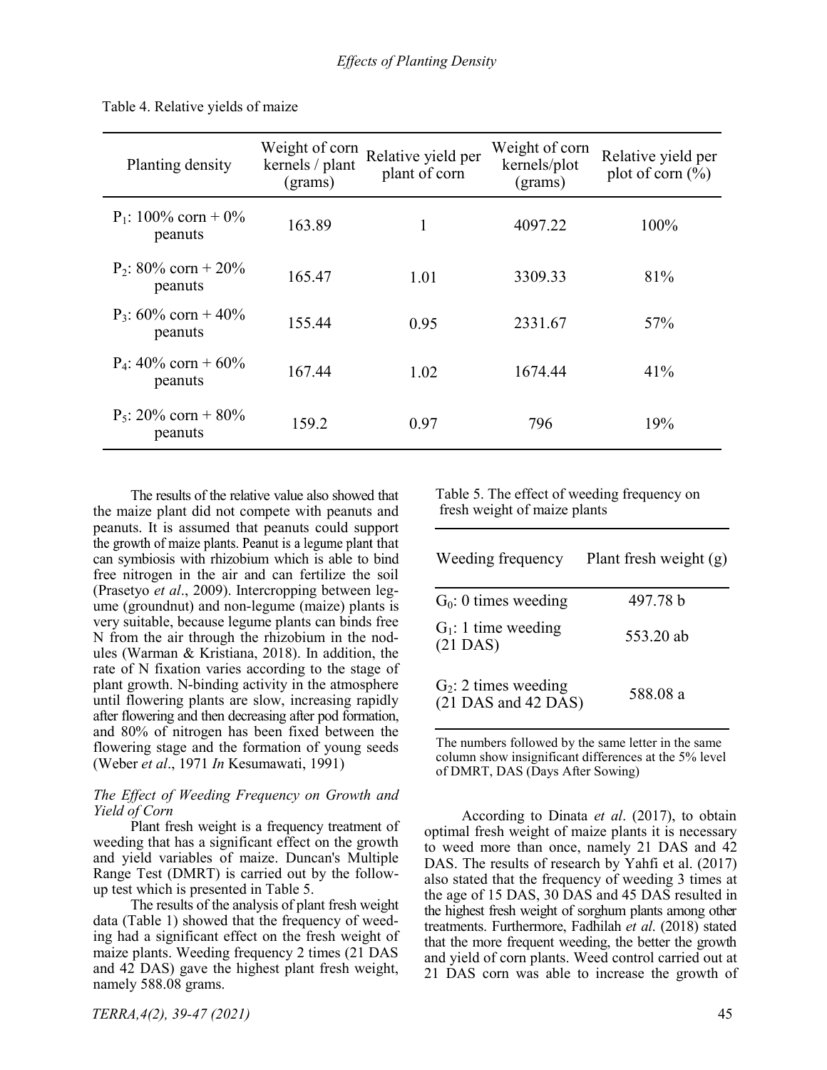Table 4. Relative yields of maize

| Planting density | Weight of corn kernels / plant (grams) | Relative yield per plant of corn | Weight of corn kernels/plot (grams) | Relative yield per plot of corn (%) |
|---|---|---|---|---|
| $P_1$: 100% corn + 0% peanuts | 163.89 | 1 | 4097.22 | 100% |
| $P_2$: 80% corn + 20% peanuts | 165.47 | 1.01 | 3309.33 | 81% |
| $P_3$: 60% corn + 40% peanuts | 155.44 | 0.95 | 2331.67 | 57% |
| $P_4$: 40% corn + 60% peanuts | 167.44 | 1.02 | 1674.44 | 41% |
| $P_5$: 20% corn + 80% peanuts | 159.2 | 0.97 | 796 | 19% |

The results of the relative value also showed that the maize plant did not compete with peanuts and peanuts. It is assumed that peanuts could support the growth of maize plants. Peanut is a legume plant that can symbiosis with rhizobium which is able to bind free nitrogen in the air and can fertilize the soil (Prasetyo *et al*., 2009). Intercropping between legume (groundnut) and non-legume (maize) plants is very suitable, because legume plants can binds free N from the air through the rhizobium in the nodules (Warman & Kristiana, 2018). In addition, the rate of N fixation varies according to the stage of plant growth. N-binding activity in the atmosphere until flowering plants are slow, increasing rapidly after flowering and then decreasing after pod formation, and 80% of nitrogen has been fixed between the flowering stage and the formation of young seeds (Weber *et al*., 1971 *In* Kesumawati, 1991)

### *The Effect of Weeding Frequency on Growth and Yield of Corn*

Plant fresh weight is a frequency treatment of weeding that has a significant effect on the growth and yield variables of maize. Duncan's Multiple Range Test (DMRT) is carried out by the follow-up test which is presented in Table 5.

The results of the analysis of plant fresh weight data (Table 1) showed that the frequency of weeding had a significant effect on the fresh weight of maize plants. Weeding frequency 2 times (21 DAS and 42 DAS) gave the highest plant fresh weight, namely 588.08 grams.

Table 5. The effect of weeding frequency on fresh weight of maize plants

| Weeding frequency | Plant fresh weight (g) |
|---|---|
| $G_0$: 0 times weeding | 497.78 b |
| $G_1$: 1 time weeding (21 DAS) | 553.20 ab |
| $G_2$: 2 times weeding (21 DAS and 42 DAS) | 588.08 a |

The numbers followed by the same letter in the same column show insignificant differences at the 5% level of DMRT, DAS (Days After Sowing)

According to Dinata *et al*. (2017), to obtain optimal fresh weight of maize plants it is necessary to weed more than once, namely 21 DAS and 42 DAS. The results of research by Yahfi et al. (2017) also stated that the frequency of weeding 3 times at the age of 15 DAS, 30 DAS and 45 DAS resulted in the highest fresh weight of sorghum plants among other treatments. Furthermore, Fadhilah *et al*. (2018) stated that the more frequent weeding, the better the growth and yield of corn plants. Weed control carried out at 21 DAS corn was able to increase the growth of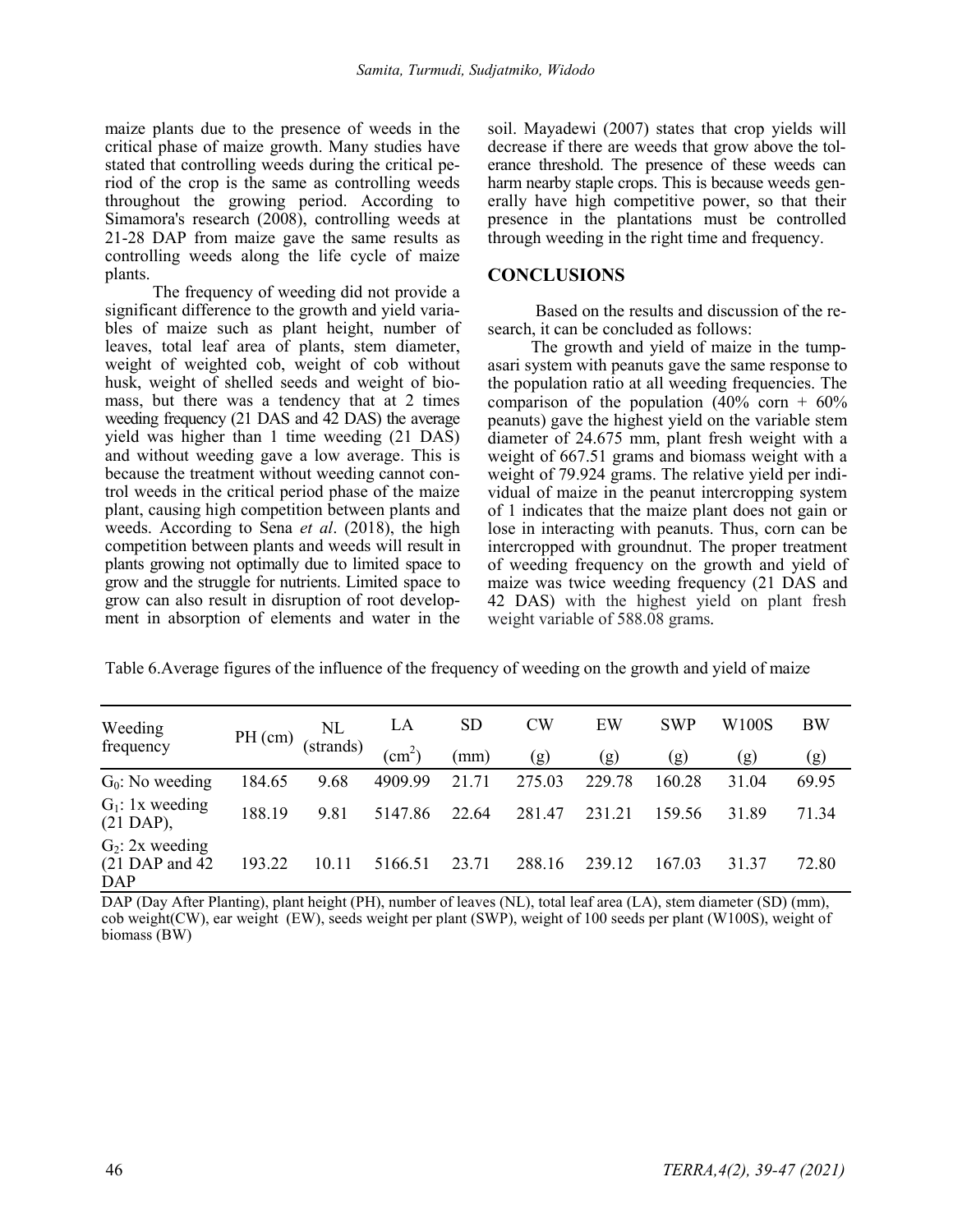maize plants due to the presence of weeds in the critical phase of maize growth. Many studies have stated that controlling weeds during the critical period of the crop is the same as controlling weeds throughout the growing period. According to Simamora's research (2008), controlling weeds at 21-28 DAP from maize gave the same results as controlling weeds along the life cycle of maize plants.

The frequency of weeding did not provide a significant difference to the growth and yield variables of maize such as plant height, number of leaves, total leaf area of plants, stem diameter, weight of weighted cob, weight of cob without husk, weight of shelled seeds and weight of biomass, but there was a tendency that at 2 times weeding frequency (21 DAS and 42 DAS) the average yield was higher than 1 time weeding (21 DAS) and without weeding gave a low average. This is because the treatment without weeding cannot control weeds in the critical period phase of the maize plant, causing high competition between plants and weeds. According to Sena *et al*. (2018), the high competition between plants and weeds will result in plants growing not optimally due to limited space to grow and the struggle for nutrients. Limited space to grow can also result in disruption of root development in absorption of elements and water in the soil. Mayadewi (2007) states that crop yields will decrease if there are weeds that grow above the tolerance threshold. The presence of these weeds can harm nearby staple crops. This is because weeds generally have high competitive power, so that their presence in the plantations must be controlled through weeding in the right time and frequency.

## CONCLUSIONS

Based on the results and discussion of the research, it can be concluded as follows:

The growth and yield of maize in the tumpasari system with peanuts gave the same response to the population ratio at all weeding frequencies. The comparison of the population (40% corn + 60% peanuts) gave the highest yield on the variable stem diameter of 24.675 mm, plant fresh weight with a weight of 667.51 grams and biomass weight with a weight of 79.924 grams. The relative yield per individual of maize in the peanut intercropping system of 1 indicates that the maize plant does not gain or lose in interacting with peanuts. Thus, corn can be intercropped with groundnut. The proper treatment of weeding frequency on the growth and yield of maize was twice weeding frequency (21 DAS and 42 DAS) with the highest yield on plant fresh weight variable of 588.08 grams.

Table 6.Average figures of the influence of the frequency of weeding on the growth and yield of maize

| Weeding frequency | PH (cm) | NL (strands) | LA ($cm^2$) | SD (mm) | CW (g) | EW (g) | SWP (g) | W100S (g) | BW (g) |
|---|---|---|---|---|---|---|---|---|---|
| $G_0$: No weeding | 184.65 | 9.68 | 4909.99 | 21.71 | 275.03 | 229.78 | 160.28 | 31.04 | 69.95 |
| $G_1$: 1x weeding (21 DAP), | 188.19 | 9.81 | 5147.86 | 22.64 | 281.47 | 231.21 | 159.56 | 31.89 | 71.34 |
| $G_2$: 2x weeding (21 DAP and 42 DAP | 193.22 | 10.11 | 5166.51 | 23.71 | 288.16 | 239.12 | 167.03 | 31.37 | 72.80 |

DAP (Day After Planting), plant height (PH), number of leaves (NL), total leaf area (LA), stem diameter (SD) (mm), cob weight(CW), ear weight (EW), seeds weight per plant (SWP), weight of 100 seeds per plant (W100S), weight of biomass (BW)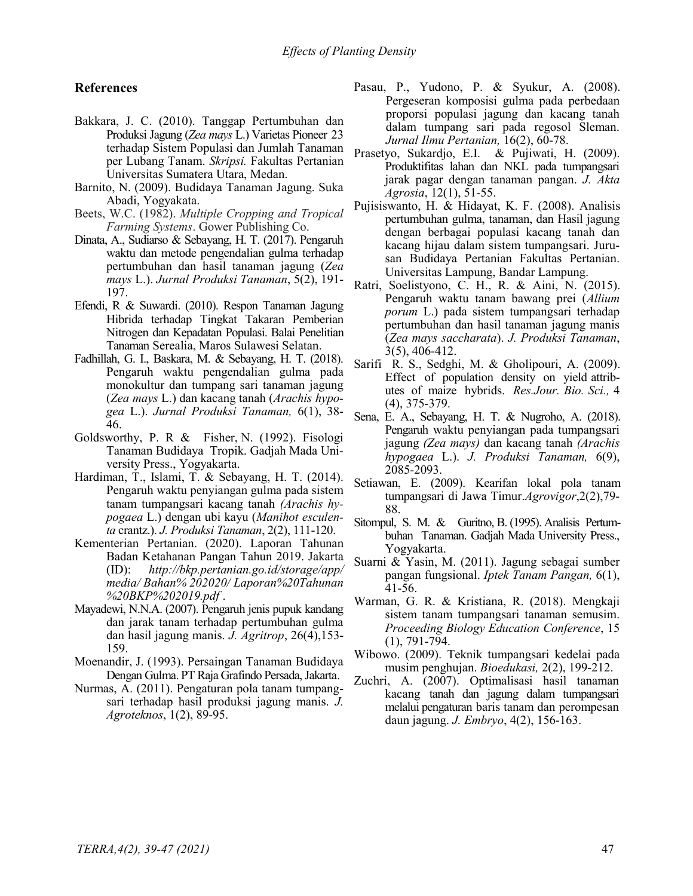## References

Bakkara, J. C. (2010). Tanggap Pertumbuhan dan Produksi Jagung (*Zea mays* L.) Varietas Pioneer 23 terhadap Sistem Populasi dan Jumlah Tanaman per Lubang Tanam. *Skripsi.* Fakultas Pertanian Universitas Sumatera Utara, Medan.

Barnito, N. (2009). Budidaya Tanaman Jagung. Suka Abadi, Yogyakata.

Beets, W.C. (1982). *Multiple Cropping and Tropical Farming Systems*. Gower Publishing Co.

Dinata, A., Sudiarso & Sebayang, H. T. (2017). Pengaruh waktu dan metode pengendalian gulma terhadap pertumbuhan dan hasil tanaman jagung (*Zea mays* L.). *Jurnal Produksi Tanaman*, 5(2), 191-197.

Efendi, R & Suwardi. (2010). Respon Tanaman Jagung Hibrida terhadap Tingkat Takaran Pemberian Nitrogen dan Kepadatan Populasi. Balai Penelitian Tanaman Serealia, Maros Sulawesi Selatan.

Fadhillah, G. I., Baskara, M. & Sebayang, H. T. (2018). Pengaruh waktu pengendalian gulma pada monokultur dan tumpang sari tanaman jagung (*Zea mays* L.) dan kacang tanah (*Arachis hypogea* L.). *Jurnal Produksi Tanaman,* 6(1), 38-46.

Goldsworthy, P. R & Fisher, N. (1992). Fisologi Tanaman Budidaya Tropik. Gadjah Mada University Press., Yogyakarta.

Hardiman, T., Islami, T. & Sebayang, H. T. (2014). Pengaruh waktu penyiangan gulma pada sistem tanam tumpangsari kacang tanah *(Arachis hypogaea* L.) dengan ubi kayu (*Manihot esculenta* crantz.). *J. Produksi Tanaman*, 2(2), 111-120.

Kementerian Pertanian. (2020). Laporan Tahunan Badan Ketahanan Pangan Tahun 2019. Jakarta (ID): *http://bkp.pertanian.go.id/storage/app/media/ Bahan% 202020/ Laporan%20Tahunan %20BKP%202019.pdf* .

Mayadewi, N.N.A. (2007). Pengaruh jenis pupuk kandang dan jarak tanam terhadap pertumbuhan gulma dan hasil jagung manis. *J. Agritrop*, 26(4),153-159.

Moenandir, J. (1993). Persaingan Tanaman Budidaya Dengan Gulma. PT Raja Grafindo Persada, Jakarta.

Nurmas, A. (2011). Pengaturan pola tanam tumpangsari terhadap hasil produksi jagung manis. *J. Agroteknos*, 1(2), 89-95.

Pasau, P., Yudono, P. & Syukur, A. (2008). Pergeseran komposisi gulma pada perbedaan proporsi populasi jagung dan kacang tanah dalam tumpang sari pada regosol Sleman. *Jurnal Ilmu Pertanian,* 16(2), 60-78.

Prasetyo, Sukardjo, E.I. & Pujiwati, H. (2009). Produktifitas lahan dan NKL pada tumpangsari jarak pagar dengan tanaman pangan. *J. Akta Agrosia*, 12(1), 51-55.

Pujisiswanto, H. & Hidayat, K. F. (2008). Analisis pertumbuhan gulma, tanaman, dan Hasil jagung dengan berbagai populasi kacang tanah dan kacang hijau dalam sistem tumpangsari. Jurusan Budidaya Pertanian Fakultas Pertanian. Universitas Lampung, Bandar Lampung.

Ratri, Soelistyono, C. H., R. & Aini, N. (2015). Pengaruh waktu tanam bawang prei (*Allium porum* L.) pada sistem tumpangsari terhadap pertumbuhan dan hasil tanaman jagung manis (*Zea mays saccharata*). *J. Produksi Tanaman*, 3(5), 406-412.

Sarifi R. S., Sedghi, M. & Gholipouri, A. (2009). Effect of population density on yield attributes of maize hybrids. *Res.Jour. Bio. Sci.,* 4 (4), 375-379.

Sena, E. A., Sebayang, H. T. & Nugroho, A. (2018). Pengaruh waktu penyiangan pada tumpangsari jagung *(Zea mays)* dan kacang tanah *(Arachis hypogaea* L.). *J. Produksi Tanaman,* 6(9), 2085-2093.

Setiawan, E. (2009). Kearifan lokal pola tanam tumpangsari di Jawa Timur.*Agrovigor*,2(2),79-88.

Sitompul, S. M. & Guritno, B. (1995). Analisis Pertumbuhan Tanaman. Gadjah Mada University Press., Yogyakarta.

Suarni & Yasin, M. (2011). Jagung sebagai sumber pangan fungsional. *Iptek Tanam Pangan,* 6(1), 41-56.

Warman, G. R. & Kristiana, R. (2018). Mengkaji sistem tanam tumpangsari tanaman semusim. *Proceeding Biology Education Conference*, 15 (1), 791-794.

Wibowo. (2009). Teknik tumpangsari kedelai pada musim penghujan. *Bioedukasi,* 2(2), 199-212.

Zuchri, A. (2007). Optimalisasi hasil tanaman kacang tanah dan jagung dalam tumpangsari melalui pengaturan baris tanam dan perompesan daun jagung. *J. Embryo*, 4(2), 156-163.